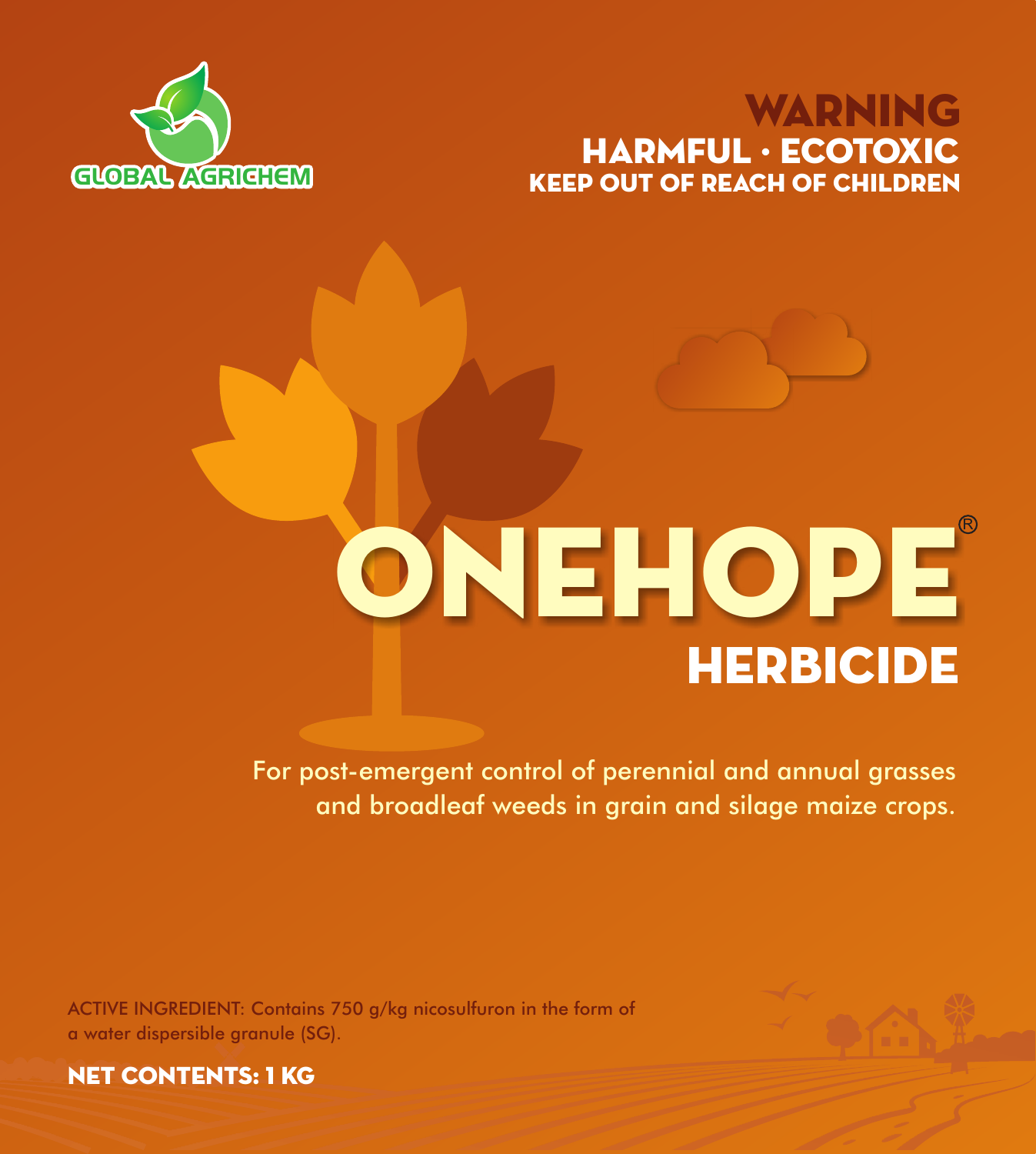GLOBAL AGRICHEM

**WARNING**
**HARMFUL · ECOTOXIC**
**KEEP OUT OF REACH OF CHILDREN**

# ONEHOPE®

## HERBICIDE

For post-emergent control of perennial and annual grasses and broadleaf weeds in grain and silage maize crops.

ACTIVE INGREDIENT: Contains 750 g/kg nicosulfuron in the form of a water dispersible granule (SG).

**NET CONTENTS: 1 KG**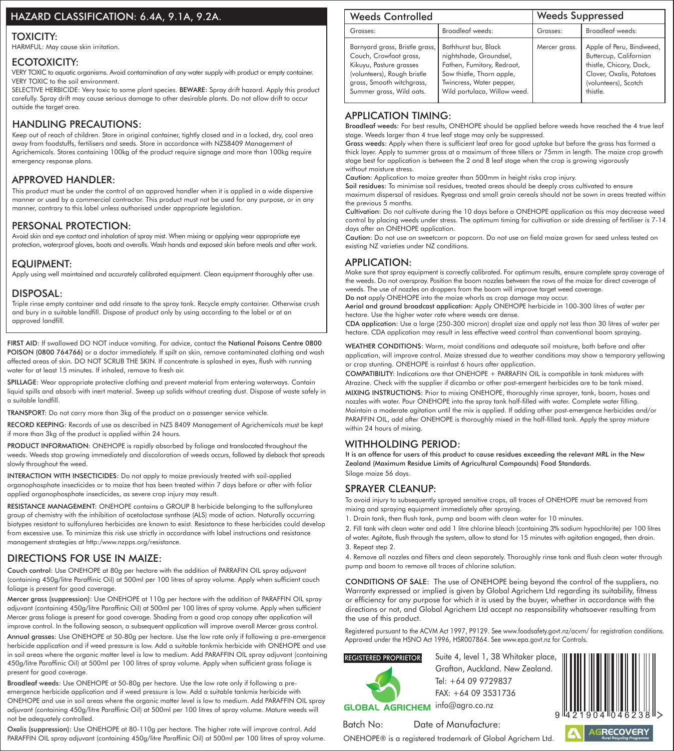## HAZARD CLASSIFICATION: 6.4A, 9.1A, 9.2A.

### TOXICITY:

HARMFUL: May cause skin irritation.

### ECOTOXICITY:

VERY TOXIC to aquatic organisms. Avoid contamination of any water supply with product or empty container. VERY TOXIC to the soil environment.

SELECTIVE HERBICIDE: Very toxic to some plant species. **BEWARE**: Spray drift hazard. Apply this product carefully. Spray drift may cause serious damage to other desirable plants. Do not allow drift to occur outside the target area.

### HANDLING PRECAUTIONS:

Keep out of reach of children. Store in original container, tightly closed and in a locked, dry, cool area away from foodstuffs, fertilisers and seeds. Store in accordance with NZS8409 Management of Agrichemicals. Stores containing 100kg of the product require signage and more than 100kg require emergency response plans.

### APPROVED HANDLER:

This product must be under the control of an approved handler when it is applied in a wide dispersive manner or used by a commercial contractor. This product must not be used for any purpose, or in any manner, contrary to this label unless authorised under appropriate legislation.

### PERSONAL PROTECTION:

Avoid skin and eye contact and inhalation of spray mist. When mixing or applying wear appropriate eye protection, waterproof gloves, boots and overalls. Wash hands and exposed skin before meals and after work.

### EQUIPMENT:

Apply using well maintained and accurately calibrated equipment. Clean equipment thoroughly after use.

### DISPOSAL:

Triple rinse empty container and add rinsate to the spray tank. Recycle empty container. Otherwise crush and bury in a suitable landfill. Dispose of product only by using according to the label or at an approved landfill.

**FIRST AID**: If swallowed DO NOT induce vomiting. For advice, contact the **National Poisons Centre 0800 POISON (0800 764766)** or a doctor immediately. If spilt on skin, remove contaminated clothing and wash affected areas of skin. DO NOT SCRUB THE SKIN. If concentrate is splashed in eyes, flush with running water for at least 15 minutes. If inhaled, remove to fresh air.

**SPILLAGE**: Wear appropriate protective clothing and prevent material from entering waterways. Contain liquid spills and absorb with inert material. Sweep up solids without creating dust. Dispose of waste safely in a suitable landfill.

**TRANSPORT**: Do not carry more than 3kg of the product on a passenger service vehicle.

**RECORD KEEPING**: Records of use as described in NZS 8409 Management of Agrichemicals must be kept if more than 3kg of the product is applied within 24 hours.

**PRODUCT INFORMATION**: ONEHOPE is rapidly absorbed by foliage and translocated throughout the weeds. Weeds stop growing immediately and discoloration of weeds occurs, followed by dieback that spreads slowly throughout the weed.

**INTERACTION WITH INSECTICIDES**: Do not apply to maize previously treated with soil-applied organophosphate insecticides or to maize that has been treated within 7 days before or after with foliar applied organophosphate insecticides, as severe crop injury may result.

**RESISTANCE MANAGEMENT**: ONEHOPE contains a GROUP B herbicide belonging to the sulfonylurea group of chemistry with the inhibition of acetolactase synthase (ALS) mode of action. Naturally occurring biotypes resistant to sulfonylurea herbicides are known to exist. Resistance to these herbicides could develop from excessive use. To minimize this risk use strictly in accordance with label instructions and resistance management strategies at http:/www.nzpps.org/resistance.

## DIRECTIONS FOR USE IN MAIZE:

**Couch control**: Use ONEHOPE at 80g per hectare with the addition of PARRAFIN OIL spray adjuvant (containing 450g/litre Paraffinic Oil) at 500ml per 100 litres of spray volume. Apply when sufficient couch foliage is present for good coverage.

**Mercer grass (suppression)**: Use ONEHOPE at 110g per hectare with the addition of PARAFFIN OIL spray adjuvant (containing 450g/litre Paraffinic Oil) at 500ml per 100 litres of spray volume. Apply when sufficient Mercer grass foliage is present for good coverage. Shading from a good crop canopy after application will improve control. In the following season, a subsequent application will improve overall Mercer grass control.

**Annual grasses**: Use ONEHOPE at 50-80g per hectare. Use the low rate only if following a pre-emergence herbicide application and if weed pressure is low. Add a suitable tankmix herbicide with ONEHOPE and use in soil areas where the organic matter level is low to medium. Add PARAFFIN OIL spray adjuvant (containing 450g/litre Paraffinic Oil) at 500ml per 100 litres of spray volume. Apply when sufficient grass foliage is present for good coverage.

**Broadleaf weeds**: Use ONEHOPE at 50-80g per hectare. Use the low rate only if following a pre-emergence herbicide application and if weed pressure is low. Add a suitable tankmix herbicide with ONEHOPE and use in soil areas where the organic matter level is low to medium. Add PARAFFIN OIL spray adjuvant (containing 450g/litre Paraffinic Oil) at 500ml per 100 litres of spray volume. Mature weeds will not be adequately controlled.

**Oxalis (suppression)**: Use ONEHOPE at 80-110g per hectare. The higher rate will improve control. Add PARAFFIN OIL spray adjuvant (containing 450g/litre Paraffinic Oil) at 500ml per 100 litres of spray volume.

| Weeds Controlled | | Weeds Suppressed | |
|---|---|---|---|
| Grasses: | Broadleaf weeds: | Grasses: | Broadleaf weeds: |
| Barnyard grass, Bristle grass, Couch, Crowfoot grass, Kikuyu, Pasture grasses (volunteers), Rough bristle grass, Smooth witchgrass, Summer grass, Wild oats. | Bathhurst bur, Black nightshade, Groundsel, Fathen, Fumitory, Redroot, Sow thistle, Thorn apple, Twincress, Water pepper, Wild portulaca, Willow weed. | Mercer grass. | Apple of Peru, Bindweed, Buttercup, Californian thistle, Chicory, Dock, Clover, Oxalis, Potatoes (volunteers), Scotch thistle. |

## APPLICATION TIMING:

**Broadleaf weeds**: For best results, ONEHOPE should be applied before weeds have reached the 4 true leaf stage. Weeds larger than 4 true leaf stage may only be suppressed.

**Grass weeds**: Apply when there is sufficient leaf area for good uptake but before the grass has formed a thick layer. Apply to summer grass at a maximum of three tillers or 75mm in length. The maize crop growth stage best for application is between the 2 and 8 leaf stage when the crop is growing vigorously without moisture stress.

**Caution**: Application to maize greater than 500mm in height risks crop injury.

**Soil residues**: To minimise soil residues, treated areas should be deeply cross cultivated to ensure maximum dispersal of residues. Ryegrass and small grain cereals should not be sown in areas treated within the previous 5 months.

**Cultivation**: Do not cultivate during the 10 days before a ONEHOPE application as this may decrease weed control by placing weeds under stress. The optimum timing for cultivation or side dressing of fertiliser is 7-14 days after an ONEHOPE application.

**Caution**: Do not use on sweetcorn or popcorn. Do not use on field maize grown for seed unless tested on existing NZ varieties under NZ conditions.

## APPLICATION:

Make sure that spray equipment is correctly calibrated. For optimum results, ensure complete spray coverage of the weeds. Do not overspray. Position the boom nozzles between the rows of the maize for direct coverage of weeds. The use of nozzles on droppers from the boom will improve target weed coverage.

**Do not** apply ONEHOPE into the maize whorls as crop damage may occur.

**Aerial and ground broadcast application**: Apply ONEHOPE herbicide in 100-300 litres of water per hectare. Use the higher water rate where weeds are dense.

**CDA application**: Use a large (250-300 micron) droplet size and apply not less than 30 litres of water per hectare. CDA application may result in less effective weed control than conventional boom spraying.

**WEATHER CONDITIONS**: Warm, moist conditions and adequate soil moisture, both before and after application, will improve control. Maize stressed due to weather conditions may show a temporary yellowing or crop stunting. ONEHOPE is rainfast 6 hours after application.

**COMPATIBILITY**: Indications are that ONEHOPE + PARRAFIN OIL is compatible in tank mixtures with Atrazine. Check with the supplier if dicamba or other post-emergent herbicides are to be tank mixed.

**MIXING INSTRUCTIONS**: Prior to mixing ONEHOPE, thoroughly rinse sprayer, tank, boom, hoses and nozzles with water. Pour ONEHOPE into the spray tank half-filled with water. Complete water filling. Maintain a moderate agitation until the mix is applied. If adding other post-emergence herbicides and/or PARAFFIN OIL, add after ONEHOPE is thoroughly mixed in the half-filled tank. Apply the spray mixture within 24 hours of mixing.

## WITHHOLDING PERIOD:

**It is an offence for users of this product to cause residues exceeding the relevant MRL in the New Zealand (Maximum Residue Limits of Agricultural Compounds) Food Standards.**

Silage maize 56 days.

## SPRAYER CLEANUP:

To avoid injury to subsequently sprayed sensitive crops, all traces of ONEHOPE must be removed from mixing and spraying equipment immediately after spraying.

1. Drain tank, then flush tank, pump and boom with clean water for 10 minutes.
2. Fill tank with clean water and add 1 litre chlorine bleach (containing 3% sodium hypochlorite) per 100 litres of water. Agitate, flush through the system, allow to stand for 15 minutes with agitation engaged, then drain.
3. Repeat step 2.
4. Remove all nozzles and filters and clean separately. Thoroughly rinse tank and flush clean water through pump and boom to remove all traces of chlorine solution.

**CONDITIONS OF SALE**: The use of ONEHOPE being beyond the control of the suppliers, no Warranty expressed or implied is given by Global Agrichem Ltd regarding its suitability, fitness or efficiency for any purpose for which it is used by the buyer, whether in accordance with the directions or not, and Global Agrichem Ltd accept no responsibility whatsoever resulting from the use of this product.

Registered pursuant to the ACVM Act 1997, P9129. See www.foodsafety.govt.nz/acvm/ for registration conditions. Approved under the HSNO Act 1996, HSR007864. See www.epa.govt.nz for Controls.

REGISTERED PROPRIETOR:

GLOBAL AGRICHEM

Suite 4, level 1, 38 Whitaker place, Grafton, Auckland. New Zealand.
Tel: +64 09 9729837
FAX: +64 09 3531736
info@agro.co.nz

9 421904 046238

Batch No: Date of Manufacture:

ONEHOPE® is a registered trademark of Global Agrichem Ltd.

AGRECOVERY Rural Recycling Programme